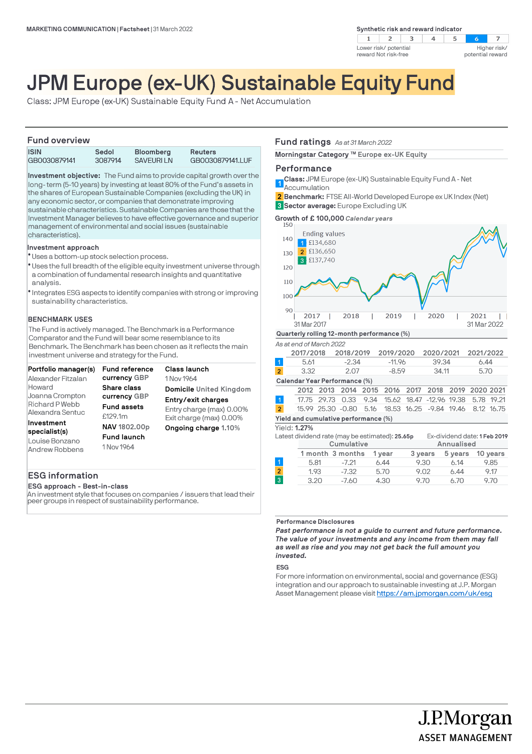MARKETING COMMUNICATION | Factsheet | 31 March 2022

Synthetic risk and reward indicator

| 1 | 2 | 3 | 4 | 5 | **6** | 7 |
|---|---|---|---|---|---|---|

Lower risk/ potential reward Not risk-free — Higher risk/ potential reward

# JPM Europe (ex-UK) Sustainable Equity Fund

Class: JPM Europe (ex-UK) Sustainable Equity Fund A - Net Accumulation

## Fund overview

| ISIN | Sedol | Bloomberg | Reuters |
|---|---|---|---|
| GB0030879141 | 3087914 | SAVEURI LN | GB0030879141.LUF |

**Investment objective:** The Fund aims to provide capital growth over the long- term (5-10 years) by investing at least 80% of the Fund's assets in the shares of European Sustainable Companies (excluding the UK) in any economic sector, or companies that demonstrate improving sustainable characteristics. Sustainable Companies are those that the Investment Manager believes to have effective governance and superior management of environmental and social issues (sustainable characteristics).

**Investment approach**

- Uses a bottom-up stock selection process.
- Uses the full breadth of the eligible equity investment universe through a combination of fundamental research insights and quantitative analysis.
- Integrates ESG aspects to identify companies with strong or improving sustainability characteristics.

**BENCHMARK USES**

The Fund is actively managed. The Benchmark is a Performance Comparator and the Fund will bear some resemblance to its Benchmark. The Benchmark has been chosen as it reflects the main investment universe and strategy for the Fund.

**Portfolio manager(s)**
Alexander Fitzalan Howard
Joanna Crompton
Richard P Webb
Alexandra Sentuc

**Investment specialist(s)**
Louise Bonzano
Andrew Robbens

**Fund reference currency** GBP

**Share class currency** GBP

**Fund assets**
£129.1m

**NAV** 1802.00p

**Fund launch**
1 Nov 1964

**Class launch**
1 Nov 1964

**Domicile** United Kingdom

**Entry/exit charges**
Entry charge (max) 0.00%
Exit charge (max) 0.00%

**Ongoing charge** 1.10%

## ESG information

**ESG approach - Best-in-class**

An investment style that focuses on companies / issuers that lead their peer groups in respect of sustainability performance.

## Fund ratings *As at 31 March 2022*

**Morningstar Category ™** Europe ex-UK Equity

## Performance

1 **Class:** JPM Europe (ex-UK) Sustainable Equity Fund A - Net Accumulation
2 **Benchmark:** FTSE All-World Developed Europe ex UK Index (Net)
3 **Sector average:** Europe Excluding UK

**Growth of £ 100,000** *Calendar years*

Ending values
1 £134,680
2 £136,650
3 £137,740

31 Mar 2017 – 31 Mar 2022

**Quarterly rolling 12-month performance (%)**

*As at end of March 2022*

| | 2017/2018 | 2018/2019 | 2019/2020 | 2020/2021 | 2021/2022 |
|---|---|---|---|---|---|
| 1 | 5.61 | -2.34 | -11.96 | 39.34 | 6.44 |
| 2 | 3.32 | 2.07 | -8.59 | 34.11 | 5.70 |

**Calendar Year Performance (%)**

| | 2012 | 2013 | 2014 | 2015 | 2016 | 2017 | 2018 | 2019 | 2020 | 2021 |
|---|---|---|---|---|---|---|---|---|---|---|
| 1 | 17.75 | 29.73 | 0.33 | 9.34 | 15.62 | 18.47 | -12.96 | 19.38 | 5.78 | 19.21 |
| 2 | 15.99 | 25.30 | -0.80 | 5.16 | 18.53 | 16.25 | -9.84 | 19.46 | 8.12 | 16.75 |

**Yield and cumulative performance (%)**

Yield: **1.27%**

Latest dividend rate (may be estimated): **25.65p** Ex-dividend date: **1 Feb 2019**

| | Cumulative | | | Annualised | | |
|---|---|---|---|---|---|---|
| | 1 month | 3 months | 1 year | 3 years | 5 years | 10 years |
| 1 | 5.81 | -7.21 | 6.44 | 9.30 | 6.14 | 9.85 |
| 2 | 1.93 | -7.32 | 5.70 | 9.02 | 6.44 | 9.17 |
| 3 | 3.20 | -7.60 | 4.30 | 9.70 | 6.70 | 9.70 |

**Performance Disclosures**

***Past performance is not a guide to current and future performance. The value of your investments and any income from them may fall as well as rise and you may not get back the full amount you invested.***

**ESG**

For more information on environmental, social and governance (ESG) integration and our approach to sustainable investing at J.P. Morgan Asset Management please visit https://am.jpmorgan.com/uk/esg

J.P.Morgan ASSET MANAGEMENT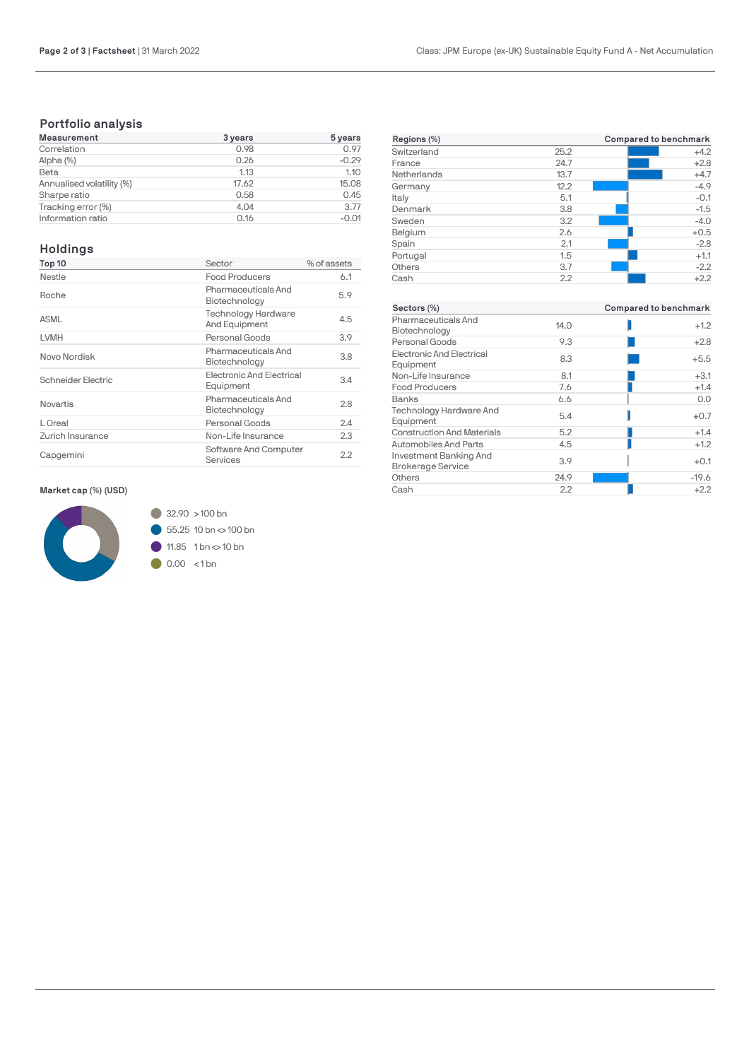## Portfolio analysis

| Measurement | 3 years | 5 years |
|---|---|---|
| Correlation | 0.98 | 0.97 |
| Alpha (%) | 0.26 | -0.29 |
| Beta | 1.13 | 1.10 |
| Annualised volatility (%) | 17.62 | 15.08 |
| Sharpe ratio | 0.58 | 0.45 |
| Tracking error (%) | 4.04 | 3.77 |
| Information ratio | 0.16 | -0.01 |

## Holdings

| Top 10 | Sector | % of assets |
|---|---|---|
| Nestle | Food Producers | 6.1 |
| Roche | Pharmaceuticals And Biotechnology | 5.9 |
| ASML | Technology Hardware And Equipment | 4.5 |
| LVMH | Personal Goods | 3.9 |
| Novo Nordisk | Pharmaceuticals And Biotechnology | 3.8 |
| Schneider Electric | Electronic And Electrical Equipment | 3.4 |
| Novartis | Pharmaceuticals And Biotechnology | 2.8 |
| L Oreal | Personal Goods | 2.4 |
| Zurich Insurance | Non-Life Insurance | 2.3 |
| Capgemini | Software And Computer Services | 2.2 |

### Market cap (%) (USD)

- 32.90 >100 bn
- 55.25 10 bn <> 100 bn
- 11.85 1 bn <> 10 bn
- 0.00 <1 bn

| Regions (%) | | Compared to benchmark |
|---|---|---|
| Switzerland | 25.2 | +4.2 |
| France | 24.7 | +2.8 |
| Netherlands | 13.7 | +4.7 |
| Germany | 12.2 | -4.9 |
| Italy | 5.1 | -0.1 |
| Denmark | 3.8 | -1.5 |
| Sweden | 3.2 | -4.0 |
| Belgium | 2.6 | +0.5 |
| Spain | 2.1 | -2.8 |
| Portugal | 1.5 | +1.1 |
| Others | 3.7 | -2.2 |
| Cash | 2.2 | +2.2 |

| Sectors (%) | | Compared to benchmark |
|---|---|---|
| Pharmaceuticals And Biotechnology | 14.0 | +1.2 |
| Personal Goods | 9.3 | +2.8 |
| Electronic And Electrical Equipment | 8.3 | +5.5 |
| Non-Life Insurance | 8.1 | +3.1 |
| Food Producers | 7.6 | +1.4 |
| Banks | 6.6 | 0.0 |
| Technology Hardware And Equipment | 5.4 | +0.7 |
| Construction And Materials | 5.2 | +1.4 |
| Automobiles And Parts | 4.5 | +1.2 |
| Investment Banking And Brokerage Service | 3.9 | +0.1 |
| Others | 24.9 | -19.6 |
| Cash | 2.2 | +2.2 |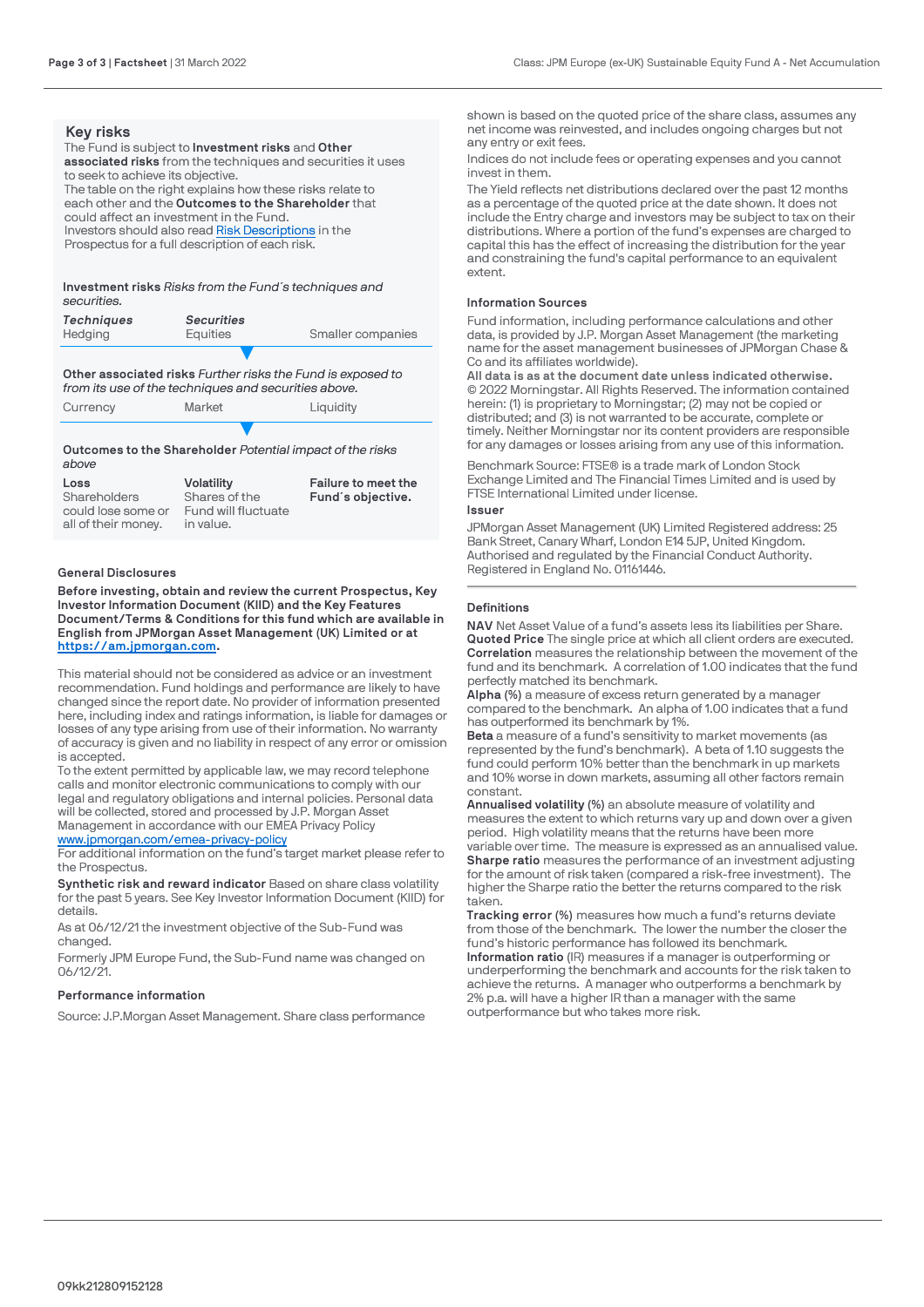## Key risks

The Fund is subject to **Investment risks** and **Other associated risks** from the techniques and securities it uses to seek to achieve its objective.
The table on the right explains how these risks relate to each other and the **Outcomes to the Shareholder** that could affect an investment in the Fund.
Investors should also read Risk Descriptions in the Prospectus for a full description of each risk.

**Investment risks** *Risks from the Fund´s techniques and securities.*

| *Techniques* | *Securities* | |
|---|---|---|
| Hedging | Equities | Smaller companies |

**Other associated risks** *Further risks the Fund is exposed to from its use of the techniques and securities above.*

| | | |
|---|---|---|
| Currency | Market | Liquidity |

**Outcomes to the Shareholder** *Potential impact of the risks above*

| **Loss** | **Volatility** | **Failure to meet the Fund´s objective.** |
|---|---|---|
| Shareholders could lose some or all of their money. | Shares of the Fund will fluctuate in value. | |

### General Disclosures

**Before investing, obtain and review the current Prospectus, Key Investor Information Document (KIID) and the Key Features Document/Terms & Conditions for this fund which are available in English from JPMorgan Asset Management (UK) Limited or at https://am.jpmorgan.com.**

This material should not be considered as advice or an investment recommendation. Fund holdings and performance are likely to have changed since the report date. No provider of information presented here, including index and ratings information, is liable for damages or losses of any type arising from use of their information. No warranty of accuracy is given and no liability in respect of any error or omission is accepted.
To the extent permitted by applicable law, we may record telephone calls and monitor electronic communications to comply with our legal and regulatory obligations and internal policies. Personal data will be collected, stored and processed by J.P. Morgan Asset Management in accordance with our EMEA Privacy Policy www.jpmorgan.com/emea-privacy-policy
For additional information on the fund's target market please refer to the Prospectus.

**Synthetic risk and reward indicator** Based on share class volatility for the past 5 years. See Key Investor Information Document (KIID) for details.

As at 06/12/21 the investment objective of the Sub-Fund was changed.

Formerly JPM Europe Fund, the Sub-Fund name was changed on 06/12/21.

### Performance information

Source: J.P.Morgan Asset Management. Share class performance shown is based on the quoted price of the share class, assumes any net income was reinvested, and includes ongoing charges but not any entry or exit fees.

Indices do not include fees or operating expenses and you cannot invest in them.

The Yield reflects net distributions declared over the past 12 months as a percentage of the quoted price at the date shown. It does not include the Entry charge and investors may be subject to tax on their distributions. Where a portion of the fund's expenses are charged to capital this has the effect of increasing the distribution for the year and constraining the fund's capital performance to an equivalent extent.

### Information Sources

Fund information, including performance calculations and other data, is provided by J.P. Morgan Asset Management (the marketing name for the asset management businesses of JPMorgan Chase & Co and its affiliates worldwide).

**All data is as at the document date unless indicated otherwise.**

© 2022 Morningstar. All Rights Reserved. The information contained herein: (1) is proprietary to Morningstar; (2) may not be copied or distributed; and (3) is not warranted to be accurate, complete or timely. Neither Morningstar nor its content providers are responsible for any damages or losses arising from any use of this information.

Benchmark Source: FTSE® is a trade mark of London Stock Exchange Limited and The Financial Times Limited and is used by FTSE International Limited under license.

### Issuer

JPMorgan Asset Management (UK) Limited Registered address: 25 Bank Street, Canary Wharf, London E14 5JP, United Kingdom. Authorised and regulated by the Financial Conduct Authority. Registered in England No. 01161446.

### Definitions

**NAV** Net Asset Value of a fund's assets less its liabilities per Share.
**Quoted Price** The single price at which all client orders are executed.
**Correlation** measures the relationship between the movement of the fund and its benchmark. A correlation of 1.00 indicates that the fund perfectly matched its benchmark.
**Alpha (%)** a measure of excess return generated by a manager compared to the benchmark. An alpha of 1.00 indicates that a fund has outperformed its benchmark by 1%.
**Beta** a measure of a fund's sensitivity to market movements (as represented by the fund's benchmark). A beta of 1.10 suggests the fund could perform 10% better than the benchmark in up markets and 10% worse in down markets, assuming all other factors remain constant.
**Annualised volatility (%)** an absolute measure of volatility and measures the extent to which returns vary up and down over a given period. High volatility means that the returns have been more variable over time. The measure is expressed as an annualised value.
**Sharpe ratio** measures the performance of an investment adjusting for the amount of risk taken (compared a risk-free investment). The higher the Sharpe ratio the better the returns compared to the risk taken.
**Tracking error (%)** measures how much a fund's returns deviate from those of the benchmark. The lower the number the closer the fund's historic performance has followed its benchmark.
**Information ratio** (IR) measures if a manager is outperforming or underperforming the benchmark and accounts for the risk taken to achieve the returns. A manager who outperforms a benchmark by 2% p.a. will have a higher IR than a manager with the same outperformance but who takes more risk.

09kk212809152128